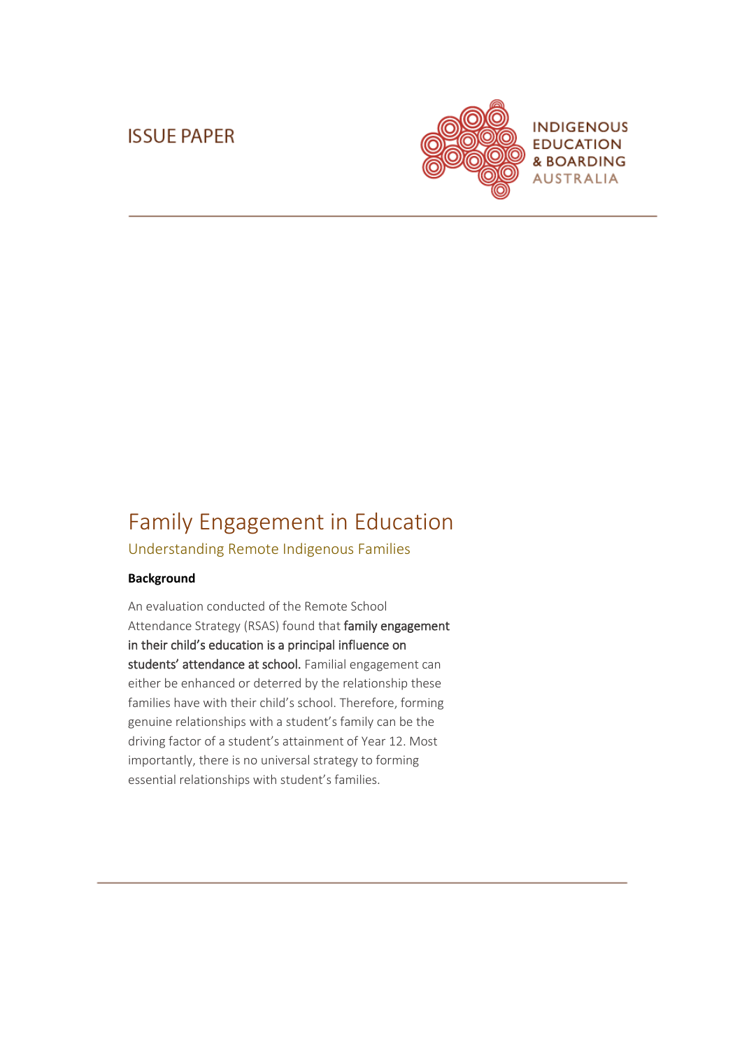ISSUE PAPER

INDIGENOUS EDUCATION & BOARDING AUSTRALIA

# Family Engagement in Education

## Understanding Remote Indigenous Families

**Background**

An evaluation conducted of the Remote School Attendance Strategy (RSAS) found that **family engagement in their child's education is a principal influence on students' attendance at school.** Familial engagement can either be enhanced or deterred by the relationship these families have with their child's school. Therefore, forming genuine relationships with a student's family can be the driving factor of a student's attainment of Year 12. Most importantly, there is no universal strategy to forming essential relationships with student's families.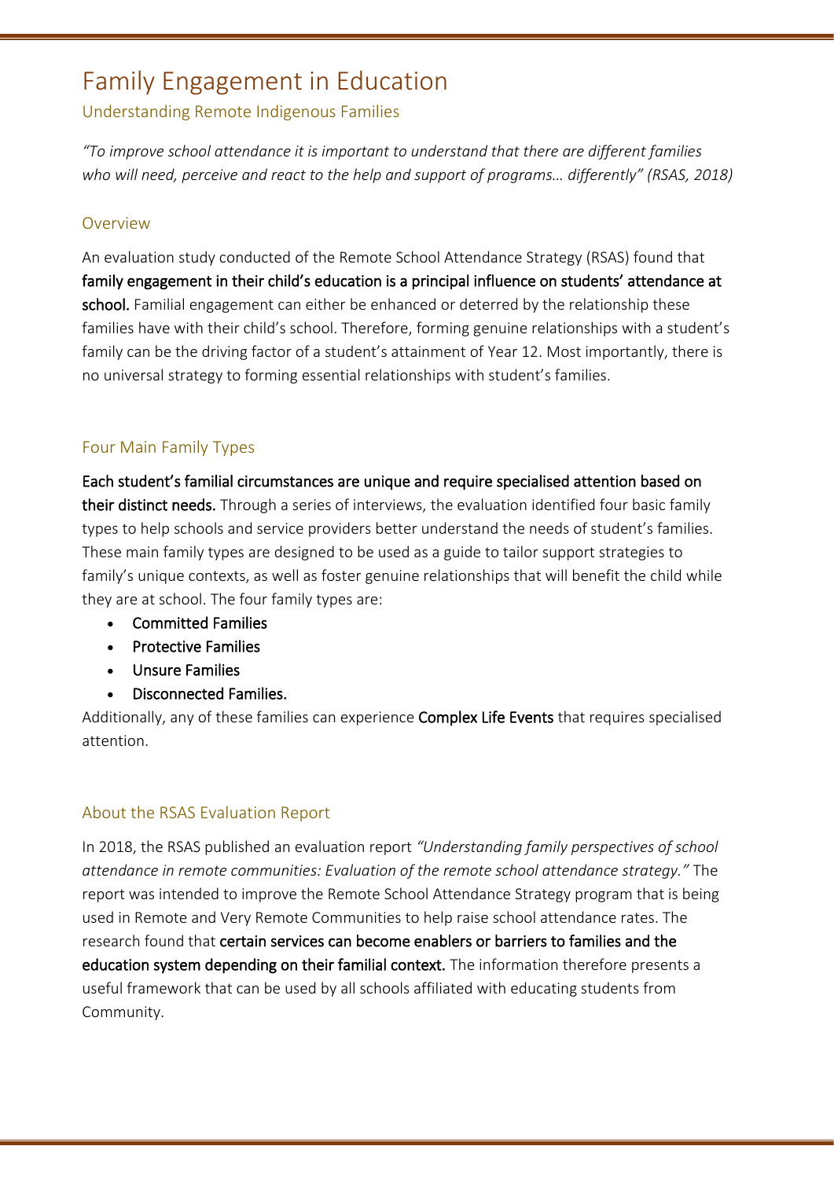# Family Engagement in Education

## Understanding Remote Indigenous Families

*"To improve school attendance it is important to understand that there are different families who will need, perceive and react to the help and support of programs… differently" (RSAS, 2018)*

### Overview

An evaluation study conducted of the Remote School Attendance Strategy (RSAS) found that **family engagement in their child's education is a principal influence on students' attendance at school.** Familial engagement can either be enhanced or deterred by the relationship these families have with their child's school. Therefore, forming genuine relationships with a student's family can be the driving factor of a student's attainment of Year 12. Most importantly, there is no universal strategy to forming essential relationships with student's families.

### Four Main Family Types

**Each student's familial circumstances are unique and require specialised attention based on their distinct needs.** Through a series of interviews, the evaluation identified four basic family types to help schools and service providers better understand the needs of student's families. These main family types are designed to be used as a guide to tailor support strategies to family's unique contexts, as well as foster genuine relationships that will benefit the child while they are at school. The four family types are:

- **Committed Families**
- **Protective Families**
- **Unsure Families**
- **Disconnected Families.**

Additionally, any of these families can experience **Complex Life Events** that requires specialised attention.

### About the RSAS Evaluation Report

In 2018, the RSAS published an evaluation report *"Understanding family perspectives of school attendance in remote communities: Evaluation of the remote school attendance strategy."* The report was intended to improve the Remote School Attendance Strategy program that is being used in Remote and Very Remote Communities to help raise school attendance rates. The research found that **certain services can become enablers or barriers to families and the education system depending on their familial context.** The information therefore presents a useful framework that can be used by all schools affiliated with educating students from Community.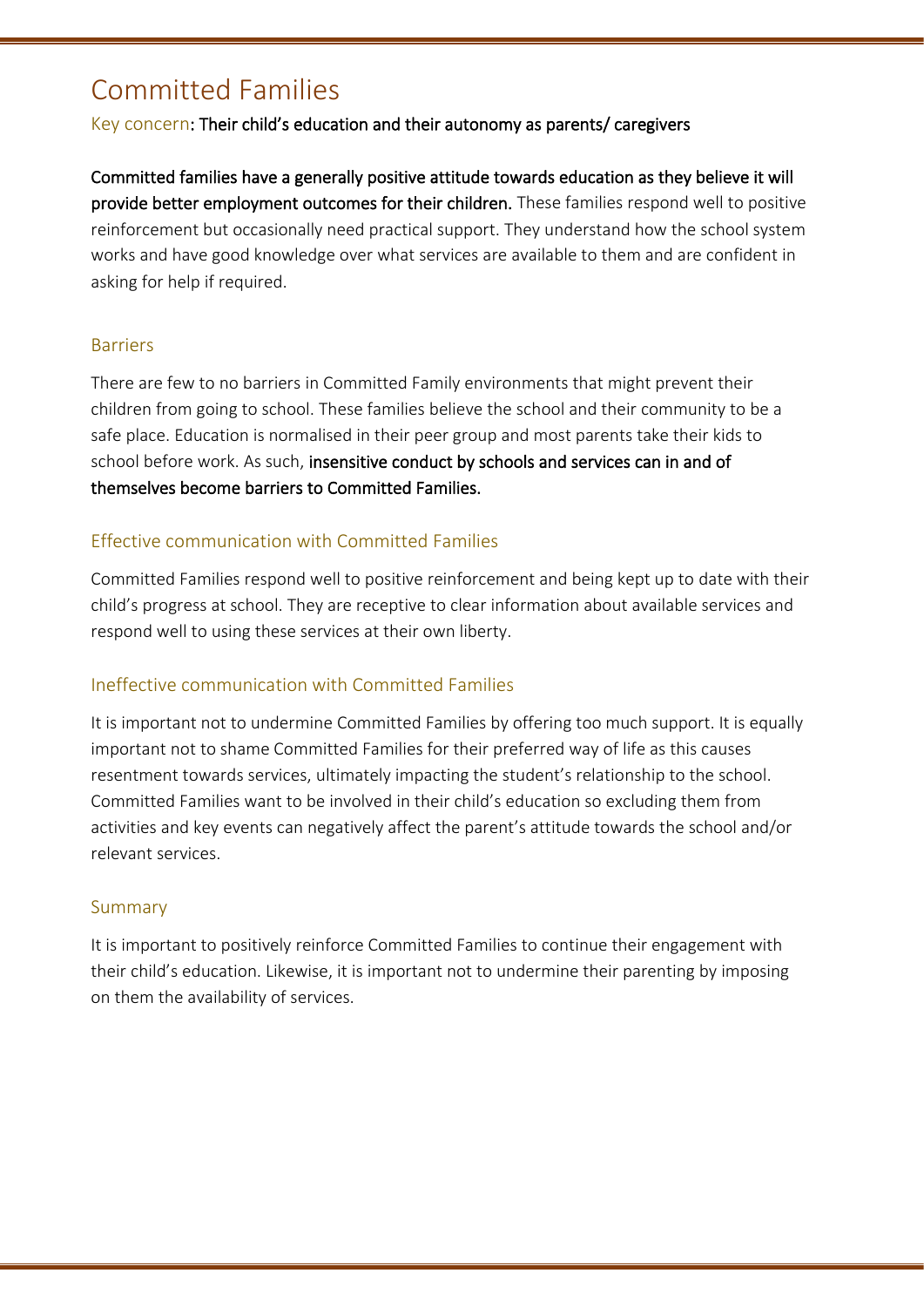# Committed Families

Key concern: **Their child's education and their autonomy as parents/ caregivers**

**Committed families have a generally positive attitude towards education as they believe it will provide better employment outcomes for their children.** These families respond well to positive reinforcement but occasionally need practical support. They understand how the school system works and have good knowledge over what services are available to them and are confident in asking for help if required.

## Barriers

There are few to no barriers in Committed Family environments that might prevent their children from going to school. These families believe the school and their community to be a safe place. Education is normalised in their peer group and most parents take their kids to school before work. As such, **insensitive conduct by schools and services can in and of themselves become barriers to Committed Families.**

## Effective communication with Committed Families

Committed Families respond well to positive reinforcement and being kept up to date with their child's progress at school. They are receptive to clear information about available services and respond well to using these services at their own liberty.

## Ineffective communication with Committed Families

It is important not to undermine Committed Families by offering too much support. It is equally important not to shame Committed Families for their preferred way of life as this causes resentment towards services, ultimately impacting the student's relationship to the school. Committed Families want to be involved in their child's education so excluding them from activities and key events can negatively affect the parent's attitude towards the school and/or relevant services.

## Summary

It is important to positively reinforce Committed Families to continue their engagement with their child's education. Likewise, it is important not to undermine their parenting by imposing on them the availability of services.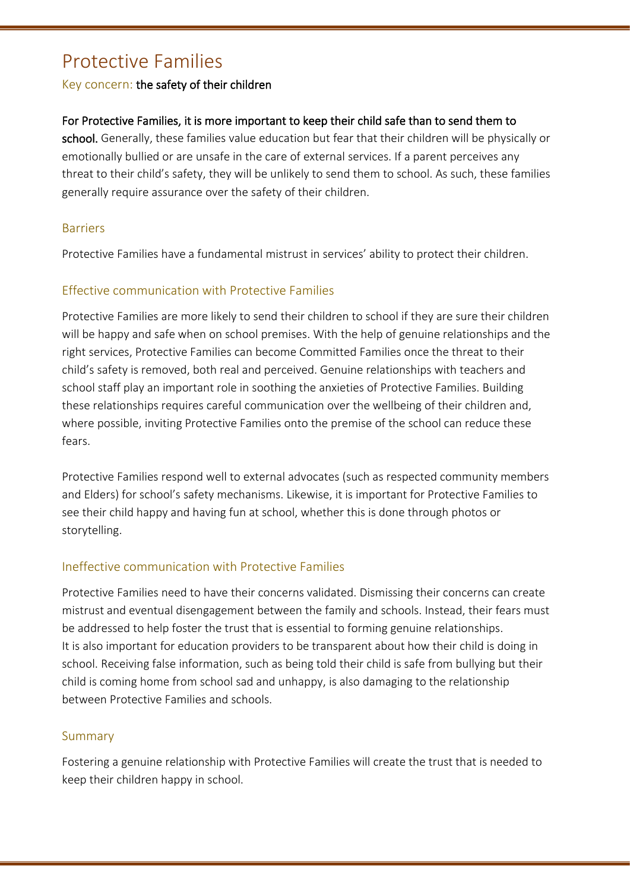# Protective Families

Key concern: the safety of their children

**For Protective Families, it is more important to keep their child safe than to send them to school.** Generally, these families value education but fear that their children will be physically or emotionally bullied or are unsafe in the care of external services. If a parent perceives any threat to their child's safety, they will be unlikely to send them to school. As such, these families generally require assurance over the safety of their children.

## Barriers

Protective Families have a fundamental mistrust in services' ability to protect their children.

## Effective communication with Protective Families

Protective Families are more likely to send their children to school if they are sure their children will be happy and safe when on school premises. With the help of genuine relationships and the right services, Protective Families can become Committed Families once the threat to their child's safety is removed, both real and perceived. Genuine relationships with teachers and school staff play an important role in soothing the anxieties of Protective Families. Building these relationships requires careful communication over the wellbeing of their children and, where possible, inviting Protective Families onto the premise of the school can reduce these fears.

Protective Families respond well to external advocates (such as respected community members and Elders) for school's safety mechanisms. Likewise, it is important for Protective Families to see their child happy and having fun at school, whether this is done through photos or storytelling.

## Ineffective communication with Protective Families

Protective Families need to have their concerns validated. Dismissing their concerns can create mistrust and eventual disengagement between the family and schools. Instead, their fears must be addressed to help foster the trust that is essential to forming genuine relationships. It is also important for education providers to be transparent about how their child is doing in school. Receiving false information, such as being told their child is safe from bullying but their child is coming home from school sad and unhappy, is also damaging to the relationship between Protective Families and schools.

## Summary

Fostering a genuine relationship with Protective Families will create the trust that is needed to keep their children happy in school.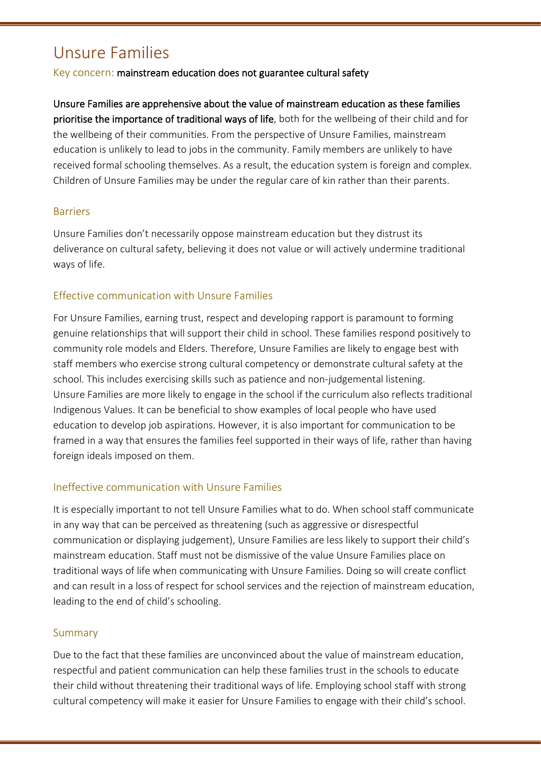# Unsure Families

Key concern: mainstream education does not guarantee cultural safety

**Unsure Families are apprehensive about the value of mainstream education as these families prioritise the importance of traditional ways of life**, both for the wellbeing of their child and for the wellbeing of their communities. From the perspective of Unsure Families, mainstream education is unlikely to lead to jobs in the community. Family members are unlikely to have received formal schooling themselves. As a result, the education system is foreign and complex. Children of Unsure Families may be under the regular care of kin rather than their parents.

## Barriers

Unsure Families don't necessarily oppose mainstream education but they distrust its deliverance on cultural safety, believing it does not value or will actively undermine traditional ways of life.

## Effective communication with Unsure Families

For Unsure Families, earning trust, respect and developing rapport is paramount to forming genuine relationships that will support their child in school. These families respond positively to community role models and Elders. Therefore, Unsure Families are likely to engage best with staff members who exercise strong cultural competency or demonstrate cultural safety at the school. This includes exercising skills such as patience and non-judgemental listening. Unsure Families are more likely to engage in the school if the curriculum also reflects traditional Indigenous Values. It can be beneficial to show examples of local people who have used education to develop job aspirations. However, it is also important for communication to be framed in a way that ensures the families feel supported in their ways of life, rather than having foreign ideals imposed on them.

## Ineffective communication with Unsure Families

It is especially important to not tell Unsure Families what to do. When school staff communicate in any way that can be perceived as threatening (such as aggressive or disrespectful communication or displaying judgement), Unsure Families are less likely to support their child's mainstream education. Staff must not be dismissive of the value Unsure Families place on traditional ways of life when communicating with Unsure Families. Doing so will create conflict and can result in a loss of respect for school services and the rejection of mainstream education, leading to the end of child's schooling.

## Summary

Due to the fact that these families are unconvinced about the value of mainstream education, respectful and patient communication can help these families trust in the schools to educate their child without threatening their traditional ways of life. Employing school staff with strong cultural competency will make it easier for Unsure Families to engage with their child's school.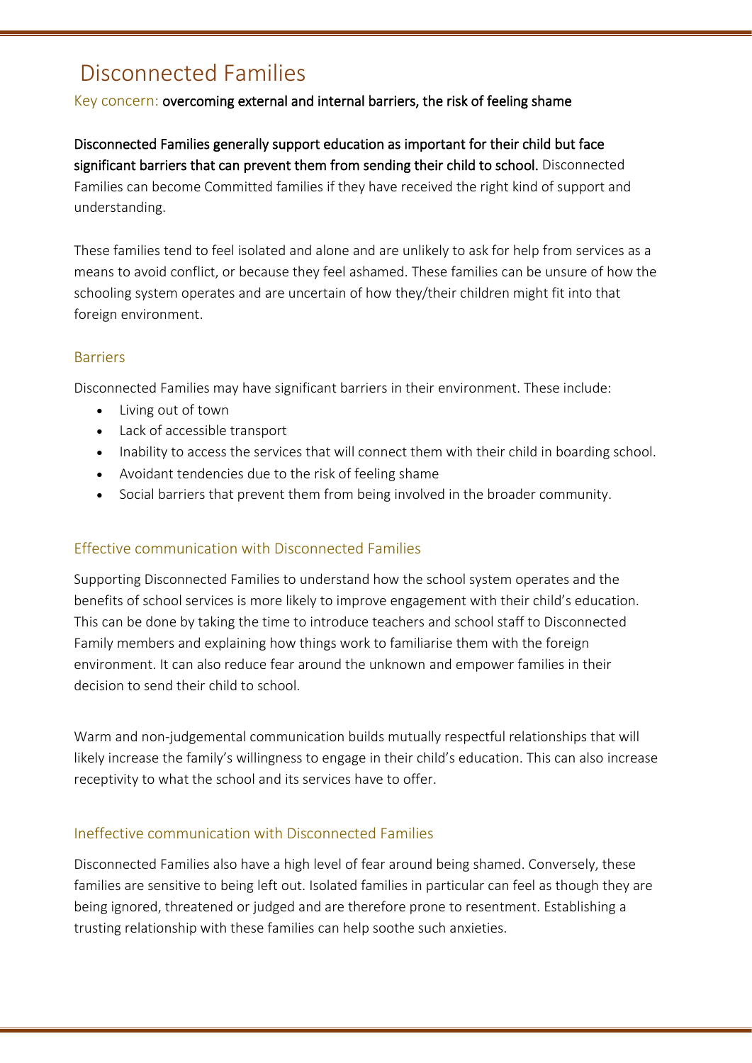# Disconnected Families

Key concern: **overcoming external and internal barriers, the risk of feeling shame**

**Disconnected Families generally support education as important for their child but face significant barriers that can prevent them from sending their child to school.** Disconnected Families can become Committed families if they have received the right kind of support and understanding.

These families tend to feel isolated and alone and are unlikely to ask for help from services as a means to avoid conflict, or because they feel ashamed. These families can be unsure of how the schooling system operates and are uncertain of how they/their children might fit into that foreign environment.

## Barriers

Disconnected Families may have significant barriers in their environment. These include:

- Living out of town
- Lack of accessible transport
- Inability to access the services that will connect them with their child in boarding school.
- Avoidant tendencies due to the risk of feeling shame
- Social barriers that prevent them from being involved in the broader community.

## Effective communication with Disconnected Families

Supporting Disconnected Families to understand how the school system operates and the benefits of school services is more likely to improve engagement with their child's education. This can be done by taking the time to introduce teachers and school staff to Disconnected Family members and explaining how things work to familiarise them with the foreign environment. It can also reduce fear around the unknown and empower families in their decision to send their child to school.

Warm and non-judgemental communication builds mutually respectful relationships that will likely increase the family's willingness to engage in their child's education. This can also increase receptivity to what the school and its services have to offer.

## Ineffective communication with Disconnected Families

Disconnected Families also have a high level of fear around being shamed. Conversely, these families are sensitive to being left out. Isolated families in particular can feel as though they are being ignored, threatened or judged and are therefore prone to resentment. Establishing a trusting relationship with these families can help soothe such anxieties.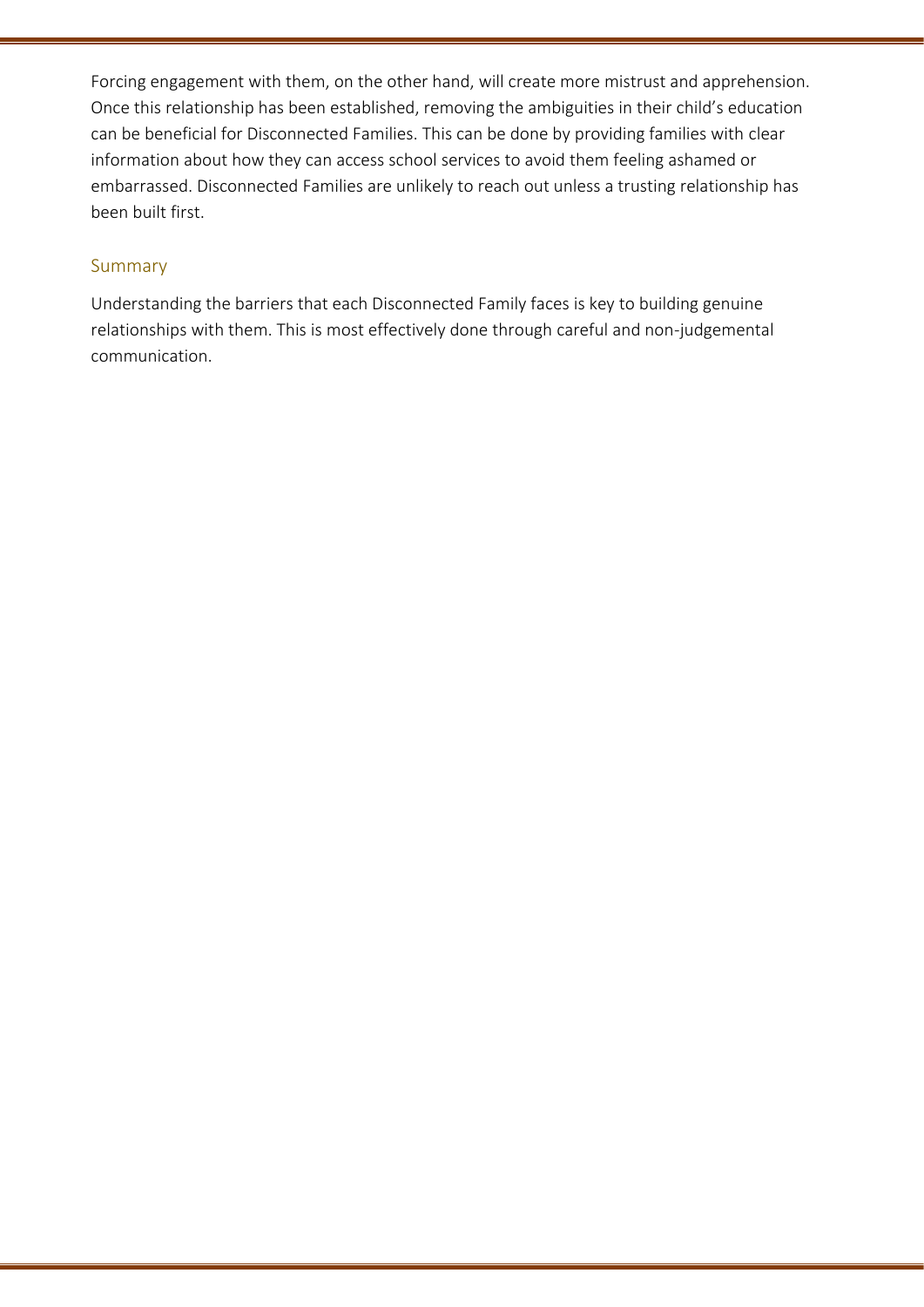Forcing engagement with them, on the other hand, will create more mistrust and apprehension. Once this relationship has been established, removing the ambiguities in their child's education can be beneficial for Disconnected Families. This can be done by providing families with clear information about how they can access school services to avoid them feeling ashamed or embarrassed. Disconnected Families are unlikely to reach out unless a trusting relationship has been built first.

## Summary

Understanding the barriers that each Disconnected Family faces is key to building genuine relationships with them. This is most effectively done through careful and non-judgemental communication.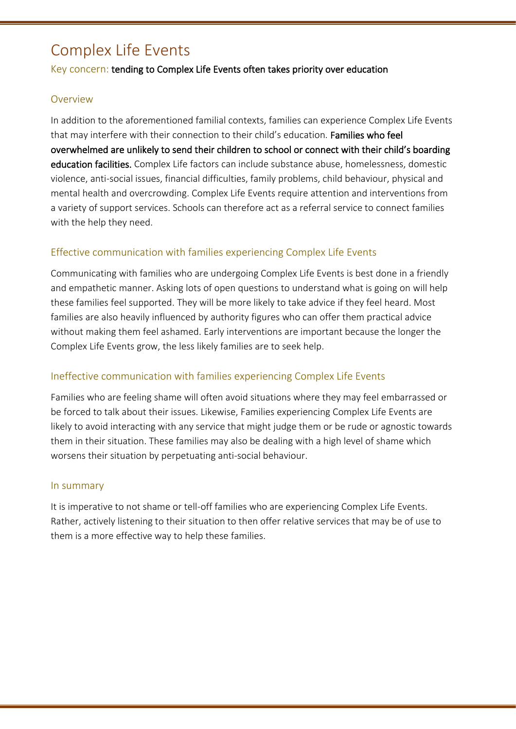# Complex Life Events

Key concern: **tending to Complex Life Events often takes priority over education**

## Overview

In addition to the aforementioned familial contexts, families can experience Complex Life Events that may interfere with their connection to their child's education. **Families who feel overwhelmed are unlikely to send their children to school or connect with their child's boarding education facilities.** Complex Life factors can include substance abuse, homelessness, domestic violence, anti-social issues, financial difficulties, family problems, child behaviour, physical and mental health and overcrowding. Complex Life Events require attention and interventions from a variety of support services. Schools can therefore act as a referral service to connect families with the help they need.

## Effective communication with families experiencing Complex Life Events

Communicating with families who are undergoing Complex Life Events is best done in a friendly and empathetic manner. Asking lots of open questions to understand what is going on will help these families feel supported. They will be more likely to take advice if they feel heard. Most families are also heavily influenced by authority figures who can offer them practical advice without making them feel ashamed. Early interventions are important because the longer the Complex Life Events grow, the less likely families are to seek help.

## Ineffective communication with families experiencing Complex Life Events

Families who are feeling shame will often avoid situations where they may feel embarrassed or be forced to talk about their issues. Likewise, Families experiencing Complex Life Events are likely to avoid interacting with any service that might judge them or be rude or agnostic towards them in their situation. These families may also be dealing with a high level of shame which worsens their situation by perpetuating anti-social behaviour.

## In summary

It is imperative to not shame or tell-off families who are experiencing Complex Life Events. Rather, actively listening to their situation to then offer relative services that may be of use to them is a more effective way to help these families.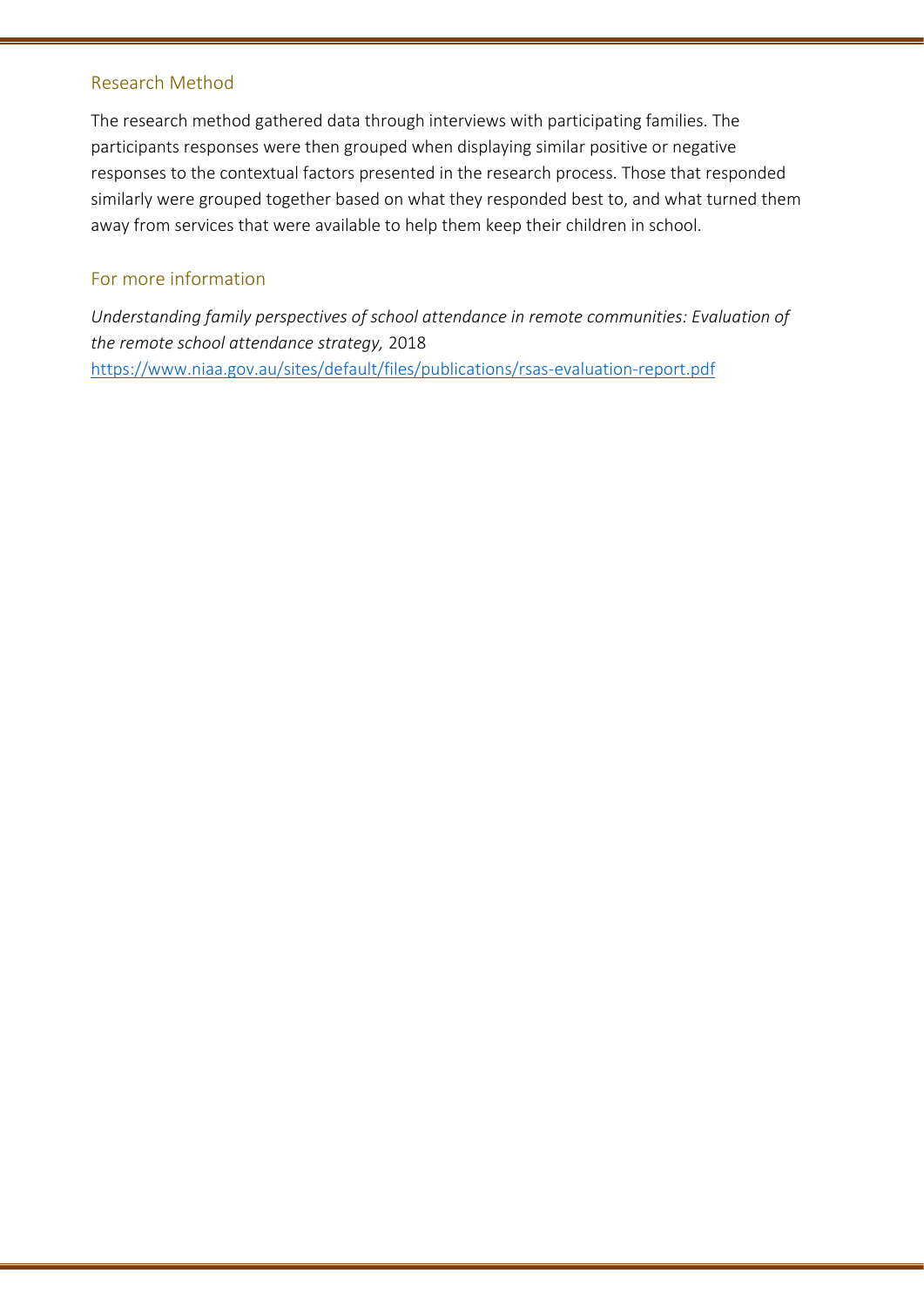## Research Method

The research method gathered data through interviews with participating families. The participants responses were then grouped when displaying similar positive or negative responses to the contextual factors presented in the research process. Those that responded similarly were grouped together based on what they responded best to, and what turned them away from services that were available to help them keep their children in school.

## For more information

*Understanding family perspectives of school attendance in remote communities: Evaluation of the remote school attendance strategy,* 2018
https://www.niaa.gov.au/sites/default/files/publications/rsas-evaluation-report.pdf